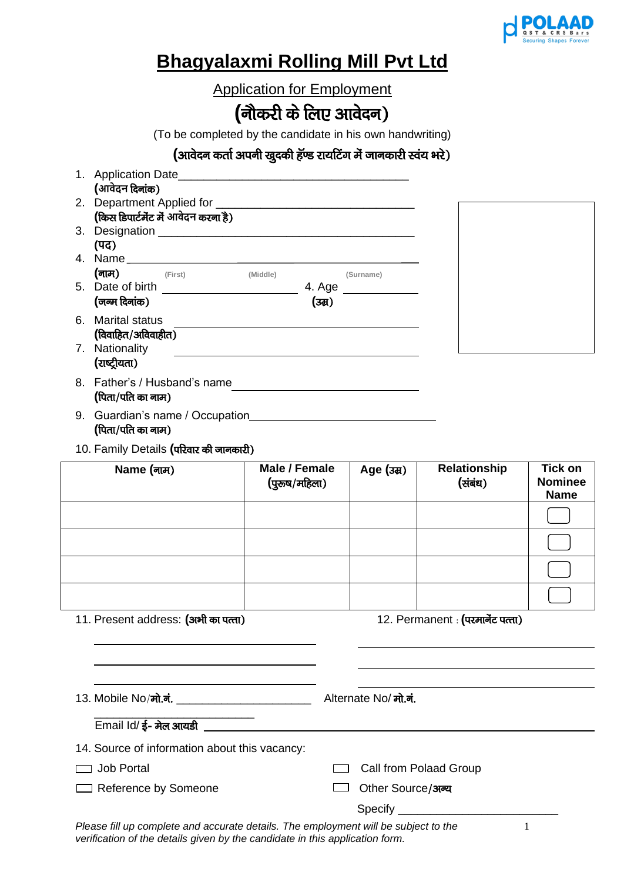# Bhagyalaxmi Rolling Mill Pvt Ltd

## Application for Employment

## (नौकरी के लिए आवेदन)

(To be completed by the candidate in his own handwriting)

**(आवेदन कर्ता अपनी खुदकी हॅण्ड रायटिंग में जानकारी स्वंय भरे)**

1. Application Date\_\_\_\_\_\_\_\_\_\_\_\_\_\_\_\_\_\_\_\_\_\_\_\_\_\_\_\_\_\_\_\_\_\_\_\_
   **(आवेदन दिनांक)**
2. Department Applied for \_\_\_\_\_\_\_\_\_\_\_\_\_\_\_\_\_\_\_\_\_\_\_\_\_\_\_\_\_\_\_
   **(किस डिपार्टमेंट में आवेदन करना है)**
3. Designation \_\_\_\_\_\_\_\_\_\_\_\_\_\_\_\_\_\_\_\_\_\_\_\_\_\_\_\_\_\_\_\_\_\_\_\_\_\_\_\_\_
   **(पद)**
4. Name \_\_\_\_\_\_\_\_\_\_\_\_\_\_\_\_\_\_\_\_\_\_\_\_\_\_\_\_\_\_\_\_\_\_\_\_\_\_\_\_\_\_\_\_\_
   **(नाम)** (First) (Middle) (Surname)
5. Date of birth \_\_\_\_\_\_\_\_\_\_\_\_\_\_\_\_\_\_\_\_ 4. Age \_\_\_\_\_\_\_\_\_\_\_\_
   **(जन्म दिनांक)** **(उम्र)**
6. Marital status \_\_\_\_\_\_\_\_\_\_\_\_\_\_\_\_\_\_\_\_\_\_\_\_\_\_\_\_\_\_\_\_\_\_\_\_\_\_
   **(विवाहित/अविवाहीत)**
7. Nationality \_\_\_\_\_\_\_\_\_\_\_\_\_\_\_\_\_\_\_\_\_\_\_\_\_\_\_\_\_\_\_\_\_\_\_\_\_\_
   **(राष्ट्रीयता)**
8. Father's / Husband's name \_\_\_\_\_\_\_\_\_\_\_\_\_\_\_\_\_\_\_\_\_\_\_\_\_\_\_\_
   **(पिता/पति का नाम)**
9. Guardian's name / Occupation\_\_\_\_\_\_\_\_\_\_\_\_\_\_\_\_\_\_\_\_\_\_\_\_\_\_\_\_\_
   **(पिता/पति का नाम)**
10. Family Details **(परिवार की जानकारी)**

| Name (नाम) | Male / Female (पुरुष/महिला) | Age (उम्र) | Relationship (संबंध) | Tick on Nominee Name |
|---|---|---|---|---|
| | | | | ☐ |
| | | | | ☐ |
| | | | | ☐ |
| | | | | ☐ |

11. Present address: **(अभी का पत्ता)**

\_\_\_\_\_\_\_\_\_\_\_\_\_\_\_\_\_\_\_\_\_\_\_\_\_\_\_\_\_\_

\_\_\_\_\_\_\_\_\_\_\_\_\_\_\_\_\_\_\_\_\_\_\_\_\_\_\_\_\_\_

\_\_\_\_\_\_\_\_\_\_\_\_\_\_\_\_\_\_\_\_\_\_\_\_\_\_\_\_\_\_

12. Permanent : **(परमानेंट पत्ता)**

\_\_\_\_\_\_\_\_\_\_\_\_\_\_\_\_\_\_\_\_\_\_\_\_\_\_\_\_\_\_

\_\_\_\_\_\_\_\_\_\_\_\_\_\_\_\_\_\_\_\_\_\_\_\_\_\_\_\_\_\_

\_\_\_\_\_\_\_\_\_\_\_\_\_\_\_\_\_\_\_\_\_\_\_\_\_\_\_\_\_\_

13. Mobile No/**मो.नं.** \_\_\_\_\_\_\_\_\_\_\_\_\_\_\_\_\_\_\_\_\_\_ Alternate No/ **मो.नं.** \_\_\_\_\_\_\_\_\_\_\_\_\_\_\_\_\_\_\_\_\_\_

Email Id/ **ई- मेल आयडी** \_\_\_\_\_\_\_\_\_\_\_\_\_\_\_\_\_\_\_\_\_\_\_\_\_\_\_\_\_\_\_\_\_\_\_\_\_\_\_\_

14. Source of information about this vacancy:

☐ Job Portal ☐ Call from Polaad Group

☐ Reference by Someone ☐ Other Source/**अन्य**

Specify \_\_\_\_\_\_\_\_\_\_\_\_\_\_\_\_\_\_\_\_\_\_\_\_\_

*Please fill up complete and accurate details. The employment will be subject to the verification of the details given by the candidate in this application form.*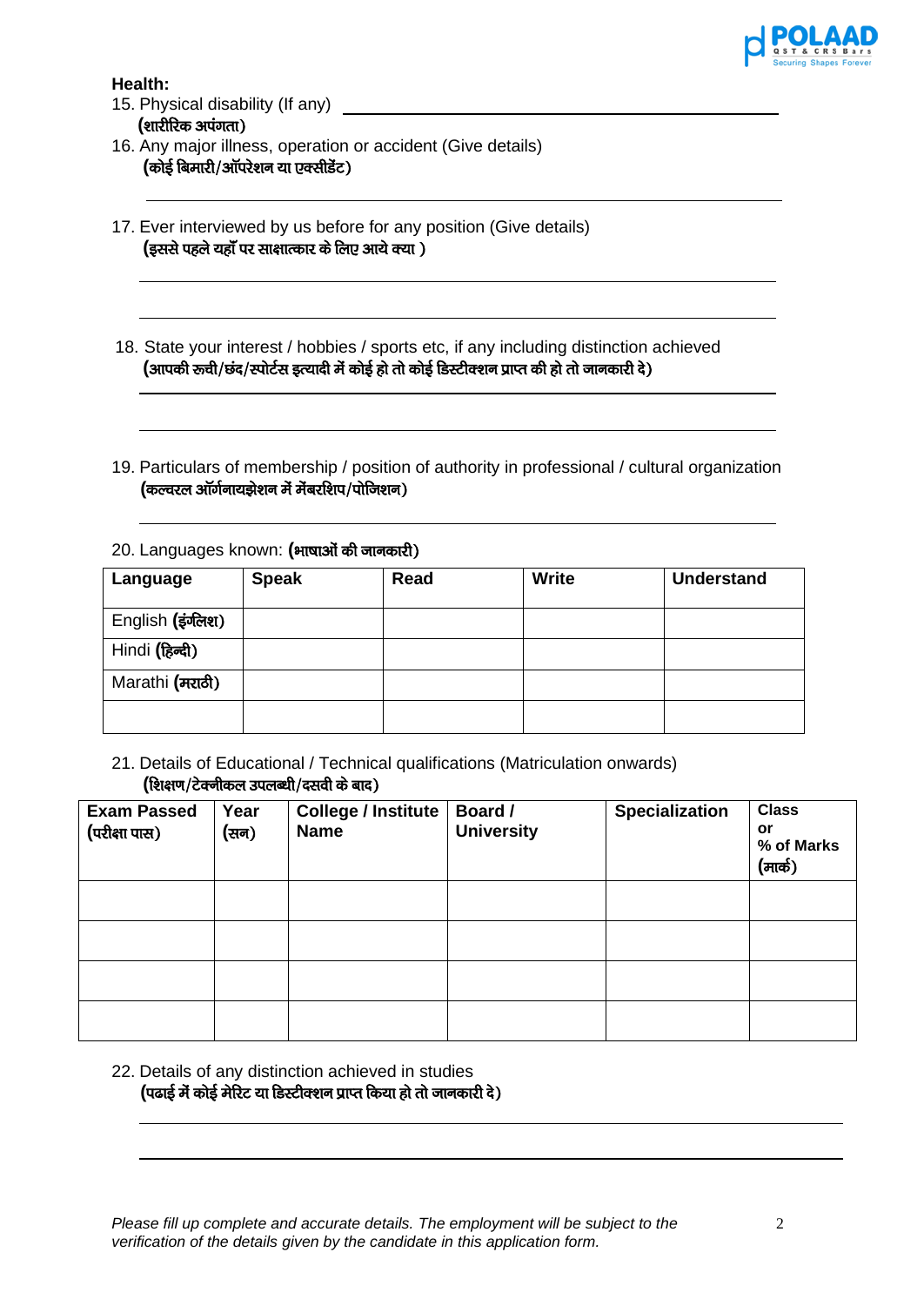**Health:**

15. Physical disability (If any) \_\_\_\_\_\_\_\_\_\_\_\_\_\_\_\_\_\_\_\_\_\_\_\_\_\_\_\_\_\_\_\_\_\_\_\_\_\_\_\_
    **(शारीरिक अपंगता)**
16. Any major illness, operation or accident (Give details)
    **(कोई बिमारी/ऑपरेशन या एक्सीडेंट)**

    \_\_\_\_\_\_\_\_\_\_\_\_\_\_\_\_\_\_\_\_\_\_\_\_\_\_\_\_\_\_\_\_\_\_\_\_\_\_\_\_\_\_\_\_\_\_\_\_\_\_\_\_\_\_\_\_\_\_\_\_\_\_\_\_
17. Ever interviewed by us before for any position (Give details)
    **(इससे पहले यहाँ पर साक्षात्कार के लिए आये क्या )**

    \_\_\_\_\_\_\_\_\_\_\_\_\_\_\_\_\_\_\_\_\_\_\_\_\_\_\_\_\_\_\_\_\_\_\_\_\_\_\_\_\_\_\_\_\_\_\_\_\_\_\_\_\_\_\_\_\_\_\_\_\_\_\_\_

    \_\_\_\_\_\_\_\_\_\_\_\_\_\_\_\_\_\_\_\_\_\_\_\_\_\_\_\_\_\_\_\_\_\_\_\_\_\_\_\_\_\_\_\_\_\_\_\_\_\_\_\_\_\_\_\_\_\_\_\_\_\_\_\_
18. State your interest / hobbies / sports etc, if any including distinction achieved
    **(आपकी रुची/छंद/स्पोर्टस इत्यादी में कोई हो तो कोई डिस्टीक्शन प्राप्त की हो तो जानकारी दे)**

    \_\_\_\_\_\_\_\_\_\_\_\_\_\_\_\_\_\_\_\_\_\_\_\_\_\_\_\_\_\_\_\_\_\_\_\_\_\_\_\_\_\_\_\_\_\_\_\_\_\_\_\_\_\_\_\_\_\_\_\_\_\_\_\_

    \_\_\_\_\_\_\_\_\_\_\_\_\_\_\_\_\_\_\_\_\_\_\_\_\_\_\_\_\_\_\_\_\_\_\_\_\_\_\_\_\_\_\_\_\_\_\_\_\_\_\_\_\_\_\_\_\_\_\_\_\_\_\_\_
19. Particulars of membership / position of authority in professional / cultural organization
    **(कल्चरल ऑर्गनायझेशन में मेंबरशिप/पोजिशन)**

    \_\_\_\_\_\_\_\_\_\_\_\_\_\_\_\_\_\_\_\_\_\_\_\_\_\_\_\_\_\_\_\_\_\_\_\_\_\_\_\_\_\_\_\_\_\_\_\_\_\_\_\_\_\_\_\_\_\_\_\_\_\_\_\_
20. Languages known: **(भाषाओं की जानकारी)**

| Language | Speak | Read | Write | Understand |
|---|---|---|---|---|
| English **(इंग्लिश)** | | | | |
| Hindi **(हिन्दी)** | | | | |
| Marathi **(मराठी)** | | | | |
| | | | | |

21. Details of Educational / Technical qualifications (Matriculation onwards)
    **(शिक्षण/टेक्नीकल उपलब्धी/दसवी के बाद)**

| Exam Passed (परीक्षा पास) | Year (सन) | College / Institute Name | Board / University | Specialization | Class or % of Marks (मार्क) |
|---|---|---|---|---|---|
| | | | | | |
| | | | | | |
| | | | | | |
| | | | | | |

22. Details of any distinction achieved in studies
    **(पढाई में कोई मेरिट या डिस्टीक्शन प्राप्त किया हो तो जानकारी दे)**

    \_\_\_\_\_\_\_\_\_\_\_\_\_\_\_\_\_\_\_\_\_\_\_\_\_\_\_\_\_\_\_\_\_\_\_\_\_\_\_\_\_\_\_\_\_\_\_\_\_\_\_\_\_\_\_\_\_\_\_\_\_\_\_\_

    \_\_\_\_\_\_\_\_\_\_\_\_\_\_\_\_\_\_\_\_\_\_\_\_\_\_\_\_\_\_\_\_\_\_\_\_\_\_\_\_\_\_\_\_\_\_\_\_\_\_\_\_\_\_\_\_\_\_\_\_\_\_\_\_

*Please fill up complete and accurate details. The employment will be subject to the verification of the details given by the candidate in this application form.*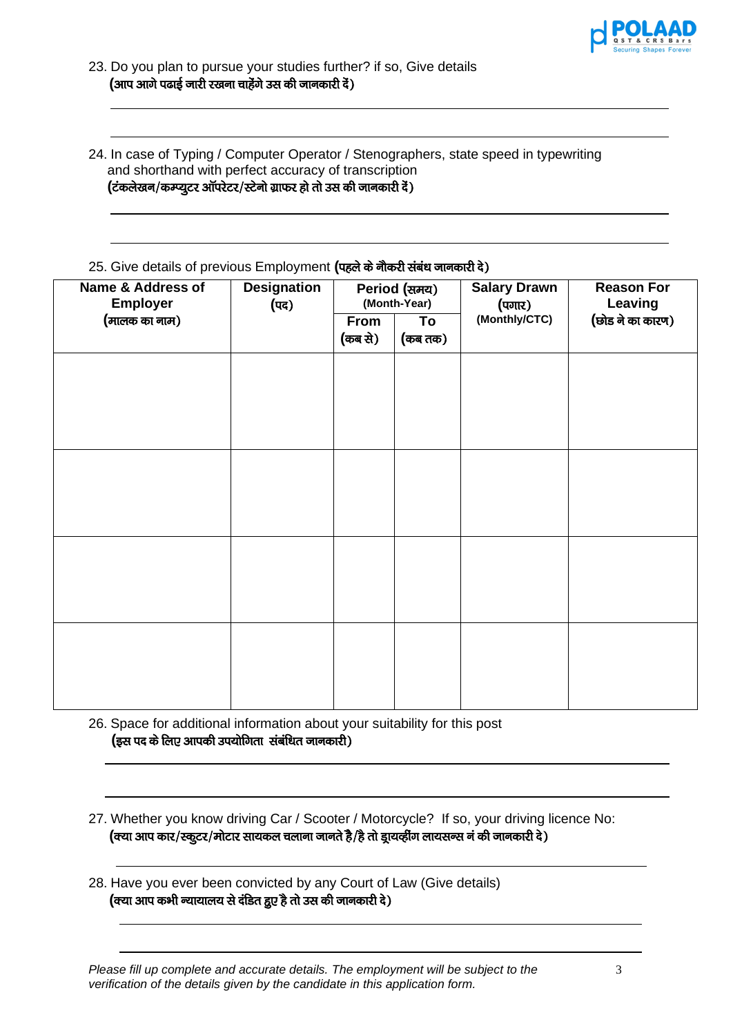23. Do you plan to pursue your studies further? if so, Give details
**(आप आगे पढाई जारी रखना चाहेंगे उस की जानकारी दें)**

24. In case of Typing / Computer Operator / Stenographers, state speed in typewriting and shorthand with perfect accuracy of transcription
**(टंकलेखन/कम्प्युटर ऑपरेटर/स्टेनो ग्राफर हो तो उस की जानकारी दें)**

25. Give details of previous Employment **(पहले के नौकरी संबंध जानकारी दे)**

| Name & Address of Employer (मालक का नाम) | Designation (पद) | Period (समय) (Month-Year) | | Salary Drawn (पगार) (Monthly/CTC) | Reason For Leaving (छोड ने का कारण) |
|---|---|---|---|---|---|
| | | From (कब से) | To (कब तक) | | |
| | | | | | |
| | | | | | |
| | | | | | |
| | | | | | |

26. Space for additional information about your suitability for this post
**(इस पद के लिए आपकी उपयोगिता संबंधित जानकारी)**

27. Whether you know driving Car / Scooter / Motorcycle? If so, your driving licence No:
**(क्या आप कार/स्कुटर/मोटार सायकल चलाना जानते है/है तो ड्रायव्हींग लायसन्स नं की जानकारी दे)**

28. Have you ever been convicted by any Court of Law (Give details)
**(क्या आप कभी न्यायालय से दंडित हुए है तो उस की जानकारी दे)**

*Please fill up complete and accurate details. The employment will be subject to the verification of the details given by the candidate in this application form.*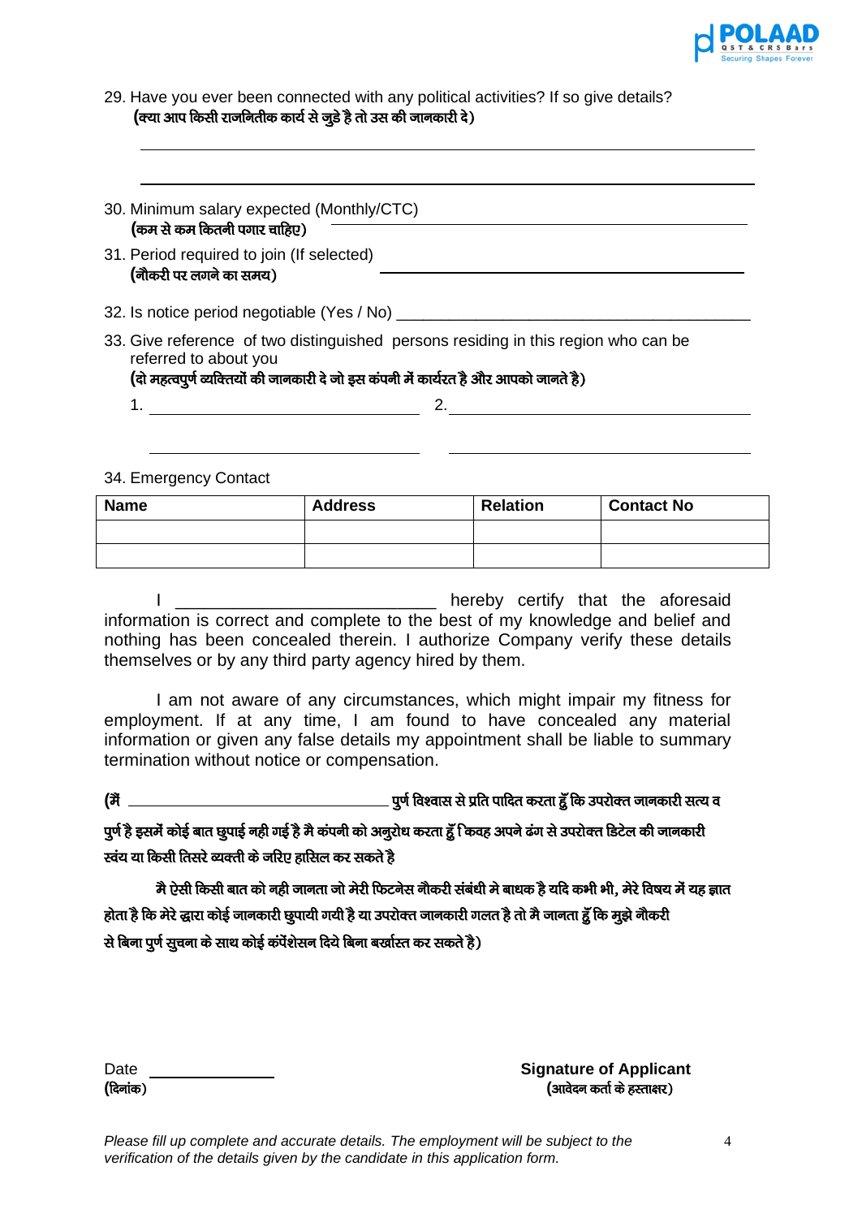29. Have you ever been connected with any political activities? If so give details?
**(क्या आप किसी राजनितीक कार्य से जुडे है तो उस की जानकारी दे)**

\_\_\_\_\_\_\_\_\_\_\_\_\_\_\_\_\_\_\_\_\_\_\_\_\_\_\_\_\_\_\_\_\_\_\_\_\_\_\_\_\_\_\_\_\_\_\_\_\_\_\_\_\_\_\_\_\_\_

\_\_\_\_\_\_\_\_\_\_\_\_\_\_\_\_\_\_\_\_\_\_\_\_\_\_\_\_\_\_\_\_\_\_\_\_\_\_\_\_\_\_\_\_\_\_\_\_\_\_\_\_\_\_\_\_\_\_

30. Minimum salary expected (Monthly/CTC)
**(कम से कम कितनी पगार चाहिए)** \_\_\_\_\_\_\_\_\_\_\_\_\_\_\_\_\_\_\_\_\_\_\_\_\_\_\_\_\_\_\_\_\_\_\_\_

31. Period required to join (If selected)
**(नौकरी पर लगने का समय)** \_\_\_\_\_\_\_\_\_\_\_\_\_\_\_\_\_\_\_\_\_\_\_\_\_\_\_\_\_\_\_\_\_\_\_\_

32. Is notice period negotiable (Yes / No) \_\_\_\_\_\_\_\_\_\_\_\_\_\_\_\_\_\_\_\_\_\_\_\_\_\_\_\_\_\_\_\_\_\_\_\_\_\_\_\_

33. Give reference of two distinguished persons residing in this region who can be referred to about you
**(दो महत्वपुर्ण व्यक्तियों की जानकारी दे जो इस कंपनी में कार्यरत है और आपको जानते है)**

1. \_\_\_\_\_\_\_\_\_\_\_\_\_\_\_\_\_\_\_\_\_\_\_\_\_\_\_\_\_\_ 2. \_\_\_\_\_\_\_\_\_\_\_\_\_\_\_\_\_\_\_\_\_\_\_\_\_\_\_\_\_\_

\_\_\_\_\_\_\_\_\_\_\_\_\_\_\_\_\_\_\_\_\_\_\_\_\_\_\_\_\_\_ \_\_\_\_\_\_\_\_\_\_\_\_\_\_\_\_\_\_\_\_\_\_\_\_\_\_\_\_\_\_

34. Emergency Contact

| Name | Address | Relation | Contact No |
|---|---|---|---|
| | | | |
| | | | |

I \_\_\_\_\_\_\_\_\_\_\_\_\_\_\_\_\_\_\_\_\_\_\_\_\_\_\_ hereby certify that the aforesaid information is correct and complete to the best of my knowledge and belief and nothing has been concealed therein. I authorize Company verify these details themselves or by any third party agency hired by them.

I am not aware of any circumstances, which might impair my fitness for employment. If at any time, I am found to have concealed any material information or given any false details my appointment shall be liable to summary termination without notice or compensation.

**(मैं \_\_\_\_\_\_\_\_\_\_\_\_\_\_\_\_\_\_\_\_\_\_\_\_\_\_\_\_\_\_ पुर्ण विश्वास से प्रति पादित करता हुँ कि उपरोक्त जानकारी सत्य व पुर्ण है इसमें कोई बात छुपाई नही गई है मै कंपनी को अनुरोध करता हुँ किवह अपने ढंग से उपरोक्त डिटेल की जानकारी स्वंय या किसी तिसरे व्यक्ती के जरिए हासिल कर सकते है**

**मै ऐसी किसी बात को नही जानता जो मेरी फिटनेस नौकरी संबंधी मे बाधक है यदि कभी भी, मेरे विषय में यह ज्ञात होता है कि मेरे द्वारा कोई जानकारी छुपायी गयी है या उपरोक्त जानकारी गलत है तो मै जानता हुँ कि मुझे नौकरी से बिना पुर्ण सुचना के साथ कोई कंपेंशेसन दिये बिना बर्खास्त कर सकते है)**

Date \_\_\_\_\_\_\_\_\_\_\_\_\_\_
**(दिनांक)**

**Signature of Applicant**
**(आवेदन कर्ता के हस्ताक्षर)**

*Please fill up complete and accurate details. The employment will be subject to the verification of the details given by the candidate in this application form.*